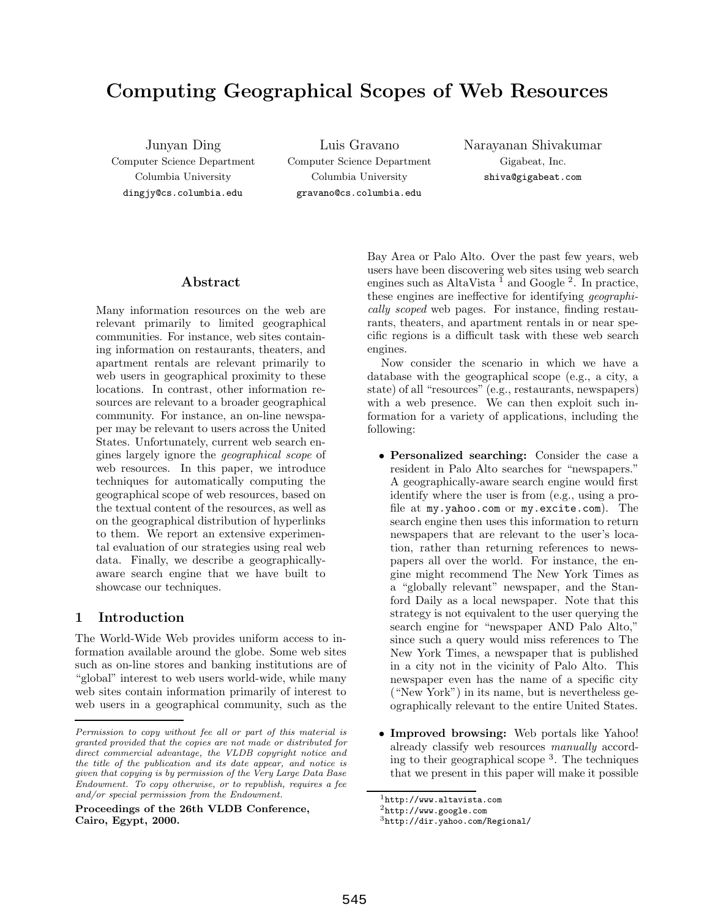# Computing Geographical Scopes of Web Resources

Junyan Ding
Computer Science Department
Columbia University
dingjy@cs.columbia.edu

Luis Gravano
Computer Science Department
Columbia University
gravano@cs.columbia.edu

Narayanan Shivakumar
Gigabeat, Inc.
shiva@gigabeat.com

## Abstract

Many information resources on the web are relevant primarily to limited geographical communities. For instance, web sites containing information on restaurants, theaters, and apartment rentals are relevant primarily to web users in geographical proximity to these locations. In contrast, other information resources are relevant to a broader geographical community. For instance, an on-line newspaper may be relevant to users across the United States. Unfortunately, current web search engines largely ignore the *geographical scope* of web resources. In this paper, we introduce techniques for automatically computing the geographical scope of web resources, based on the textual content of the resources, as well as on the geographical distribution of hyperlinks to them. We report an extensive experimental evaluation of our strategies using real web data. Finally, we describe a geographically-aware search engine that we have built to showcase our techniques.

## 1 Introduction

The World-Wide Web provides uniform access to information available around the globe. Some web sites such as on-line stores and banking institutions are of "global" interest to web users world-wide, while many web sites contain information primarily of interest to web users in a geographical community, such as the Bay Area or Palo Alto. Over the past few years, web users have been discovering web sites using web search engines such as AltaVista [1] and Google [2]. In practice, these engines are ineffective for identifying *geographically scoped* web pages. For instance, finding restaurants, theaters, and apartment rentals in or near specific regions is a difficult task with these web search engines.

Now consider the scenario in which we have a database with the geographical scope (e.g., a city, a state) of all "resources" (e.g., restaurants, newspapers) with a web presence. We can then exploit such information for a variety of applications, including the following:

- **Personalized searching:** Consider the case a resident in Palo Alto searches for "newspapers." A geographically-aware search engine would first identify where the user is from (e.g., using a profile at my.yahoo.com or my.excite.com). The search engine then uses this information to return newspapers that are relevant to the user's location, rather than returning references to newspapers all over the world. For instance, the engine might recommend The New York Times as a "globally relevant" newspaper, and the Stanford Daily as a local newspaper. Note that this strategy is not equivalent to the user querying the search engine for "newspaper AND Palo Alto," since such a query would miss references to The New York Times, a newspaper that is published in a city not in the vicinity of Palo Alto. This newspaper even has the name of a specific city ("New York") in its name, but is nevertheless geographically relevant to the entire United States.
- **Improved browsing:** Web portals like Yahoo! already classify web resources *manually* according to their geographical scope [3]. The techniques that we present in this paper will make it possible

*Permission to copy without fee all or part of this material is granted provided that the copies are not made or distributed for direct commercial advantage, the VLDB copyright notice and the title of the publication and its date appear, and notice is given that copying is by permission of the Very Large Data Base Endowment. To copy otherwise, or to republish, requires a fee and/or special permission from the Endowment.*

**Proceedings of the 26th VLDB Conference, Cairo, Egypt, 2000.**

[1] http://www.altavista.com
[2] http://www.google.com
[3] http://dir.yahoo.com/Regional/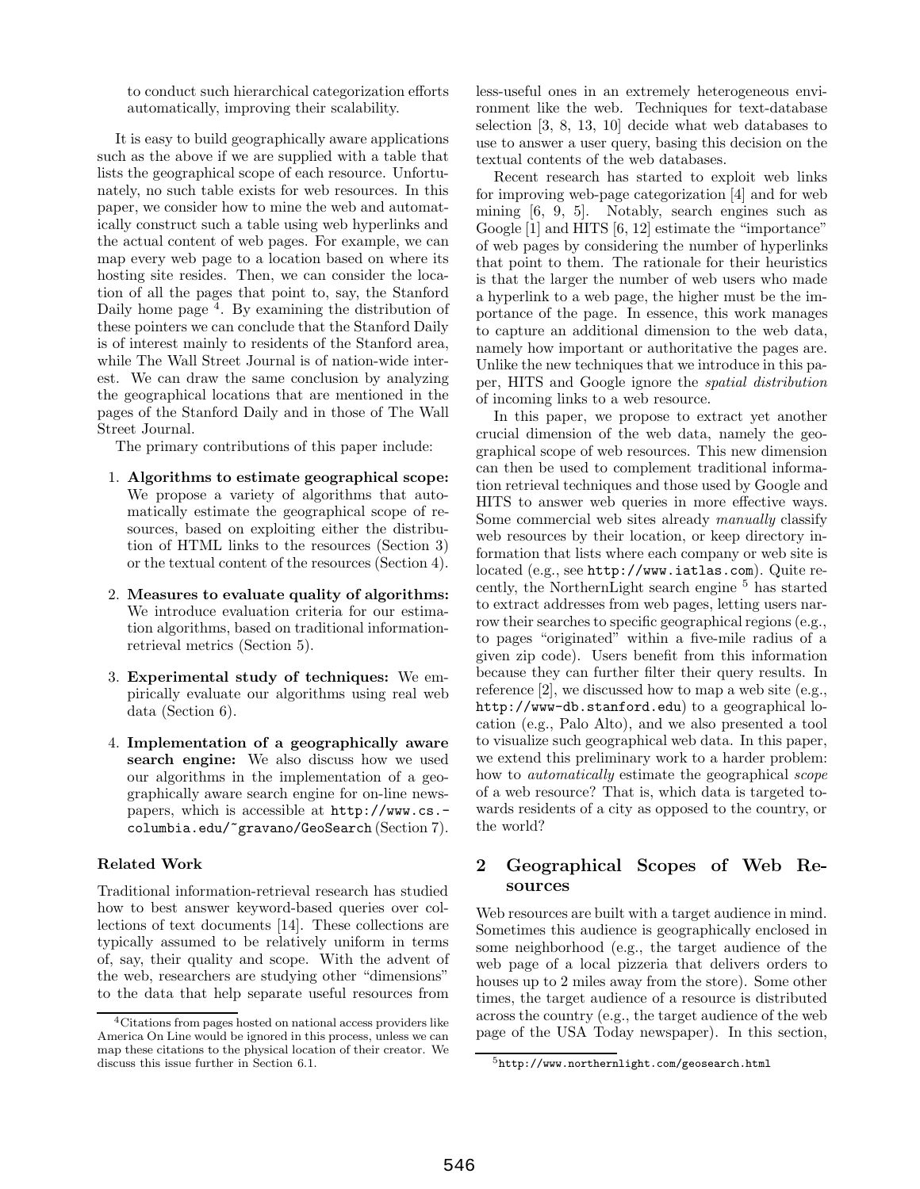to conduct such hierarchical categorization efforts automatically, improving their scalability.

It is easy to build geographically aware applications such as the above if we are supplied with a table that lists the geographical scope of each resource. Unfortunately, no such table exists for web resources. In this paper, we consider how to mine the web and automatically construct such a table using web hyperlinks and the actual content of web pages. For example, we can map every web page to a location based on where its hosting site resides. Then, we can consider the location of all the pages that point to, say, the Stanford Daily home page [4]. By examining the distribution of these pointers we can conclude that the Stanford Daily is of interest mainly to residents of the Stanford area, while The Wall Street Journal is of nation-wide interest. We can draw the same conclusion by analyzing the geographical locations that are mentioned in the pages of the Stanford Daily and in those of The Wall Street Journal.

The primary contributions of this paper include:

1. **Algorithms to estimate geographical scope:** We propose a variety of algorithms that automatically estimate the geographical scope of resources, based on exploiting either the distribution of HTML links to the resources (Section 3) or the textual content of the resources (Section 4).
2. **Measures to evaluate quality of algorithms:** We introduce evaluation criteria for our estimation algorithms, based on traditional information-retrieval metrics (Section 5).
3. **Experimental study of techniques:** We empirically evaluate our algorithms using real web data (Section 6).
4. **Implementation of a geographically aware search engine:** We also discuss how we used our algorithms in the implementation of a geographically aware search engine for on-line newspapers, which is accessible at `http://www.cs.columbia.edu/~gravano/GeoSearch` (Section 7).

**Related Work**

Traditional information-retrieval research has studied how to best answer keyword-based queries over collections of text documents [14]. These collections are typically assumed to be relatively uniform in terms of, say, their quality and scope. With the advent of the web, researchers are studying other "dimensions" to the data that help separate useful resources from less-useful ones in an extremely heterogeneous environment like the web. Techniques for text-database selection [3, 8, 13, 10] decide what web databases to use to answer a user query, basing this decision on the textual contents of the web databases.

Recent research has started to exploit web links for improving web-page categorization [4] and for web mining [6, 9, 5]. Notably, search engines such as Google [1] and HITS [6, 12] estimate the "importance" of web pages by considering the number of hyperlinks that point to them. The rationale for their heuristics is that the larger the number of web users who made a hyperlink to a web page, the higher must be the importance of the page. In essence, this work manages to capture an additional dimension to the web data, namely how important or authoritative the pages are. Unlike the new techniques that we introduce in this paper, HITS and Google ignore the *spatial distribution* of incoming links to a web resource.

In this paper, we propose to extract yet another crucial dimension of the web data, namely the geographical scope of web resources. This new dimension can then be used to complement traditional information retrieval techniques and those used by Google and HITS to answer web queries in more effective ways. Some commercial web sites already *manually* classify web resources by their location, or keep directory information that lists where each company or web site is located (e.g., see `http://www.iatlas.com`). Quite recently, the NorthernLight search engine [5] has started to extract addresses from web pages, letting users narrow their searches to specific geographical regions (e.g., to pages "originated" within a five-mile radius of a given zip code). Users benefit from this information because they can further filter their query results. In reference [2], we discussed how to map a web site (e.g., `http://www-db.stanford.edu`) to a geographical location (e.g., Palo Alto), and we also presented a tool to visualize such geographical web data. In this paper, we extend this preliminary work to a harder problem: how to *automatically* estimate the geographical *scope* of a web resource? That is, which data is targeted towards residents of a city as opposed to the country, or the world?

## 2 Geographical Scopes of Web Resources

Web resources are built with a target audience in mind. Sometimes this audience is geographically enclosed in some neighborhood (e.g., the target audience of the web page of a local pizzeria that delivers orders to houses up to 2 miles away from the store). Some other times, the target audience of a resource is distributed across the country (e.g., the target audience of the web page of the USA Today newspaper). In this section,

[4] Citations from pages hosted on national access providers like America On Line would be ignored in this process, unless we can map these citations to the physical location of their creator. We discuss this issue further in Section 6.1.

[5] `http://www.northernlight.com/geosearch.html`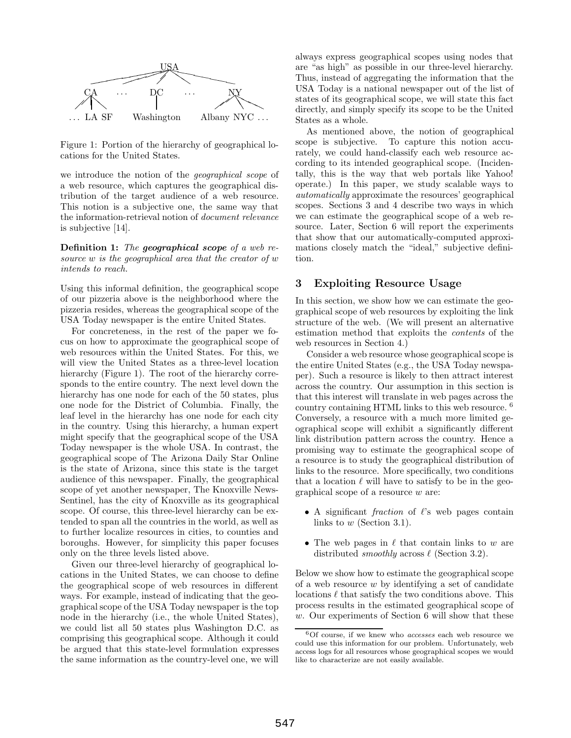Figure 1: Portion of the hierarchy of geographical locations for the United States.

we introduce the notion of the *geographical scope* of a web resource, which captures the geographical distribution of the target audience of a web resource. This notion is a subjective one, the same way that the information-retrieval notion of *document relevance* is subjective [14].

**Definition 1:** *The **geographical scope** of a web resource $w$ is the geographical area that the creator of $w$ intends to reach.*

Using this informal definition, the geographical scope of our pizzeria above is the neighborhood where the pizzeria resides, whereas the geographical scope of the USA Today newspaper is the entire United States.

For concreteness, in the rest of the paper we focus on how to approximate the geographical scope of web resources within the United States. For this, we will view the United States as a three-level location hierarchy (Figure 1). The root of the hierarchy corresponds to the entire country. The next level down the hierarchy has one node for each of the 50 states, plus one node for the District of Columbia. Finally, the leaf level in the hierarchy has one node for each city in the country. Using this hierarchy, a human expert might specify that the geographical scope of the USA Today newspaper is the whole USA. In contrast, the geographical scope of The Arizona Daily Star Online is the state of Arizona, since this state is the target audience of this newspaper. Finally, the geographical scope of yet another newspaper, The Knoxville News-Sentinel, has the city of Knoxville as its geographical scope. Of course, this three-level hierarchy can be extended to span all the countries in the world, as well as to further localize resources in cities, to counties and boroughs. However, for simplicity this paper focuses only on the three levels listed above.

Given our three-level hierarchy of geographical locations in the United States, we can choose to define the geographical scope of web resources in different ways. For example, instead of indicating that the geographical scope of the USA Today newspaper is the top node in the hierarchy (i.e., the whole United States), we could list all 50 states plus Washington D.C. as comprising this geographical scope. Although it could be argued that this state-level formulation expresses the same information as the country-level one, we will always express geographical scopes using nodes that are "as high" as possible in our three-level hierarchy. Thus, instead of aggregating the information that the USA Today is a national newspaper out of the list of states of its geographical scope, we will state this fact directly, and simply specify its scope to be the United States as a whole.

As mentioned above, the notion of geographical scope is subjective. To capture this notion accurately, we could hand-classify each web resource according to its intended geographical scope. (Incidentally, this is the way that web portals like Yahoo! operate.) In this paper, we study scalable ways to *automatically* approximate the resources' geographical scopes. Sections 3 and 4 describe two ways in which we can estimate the geographical scope of a web resource. Later, Section 6 will report the experiments that show that our automatically-computed approximations closely match the "ideal," subjective definition.

## 3 Exploiting Resource Usage

In this section, we show how we can estimate the geographical scope of web resources by exploiting the link structure of the web. (We will present an alternative estimation method that exploits the *contents* of the web resources in Section 4.)

Consider a web resource whose geographical scope is the entire United States (e.g., the USA Today newspaper). Such a resource is likely to then attract interest across the country. Our assumption in this section is that this interest will translate in web pages across the country containing HTML links to this web resource. [6] Conversely, a resource with a much more limited geographical scope will exhibit a significantly different link distribution pattern across the country. Hence a promising way to estimate the geographical scope of a resource is to study the geographical distribution of links to the resource. More specifically, two conditions that a location $\ell$ will have to satisfy to be in the geographical scope of a resource $w$ are:

- A significant *fraction* of $\ell$'s web pages contain links to $w$ (Section 3.1).
- The web pages in $\ell$ that contain links to $w$ are distributed *smoothly* across $\ell$ (Section 3.2).

Below we show how to estimate the geographical scope of a web resource $w$ by identifying a set of candidate locations $\ell$ that satisfy the two conditions above. This process results in the estimated geographical scope of $w$. Our experiments of Section 6 will show that these

[6] Of course, if we knew who *accesses* each web resource we could use this information for our problem. Unfortunately, web access logs for all resources whose geographical scopes we would like to characterize are not easily available.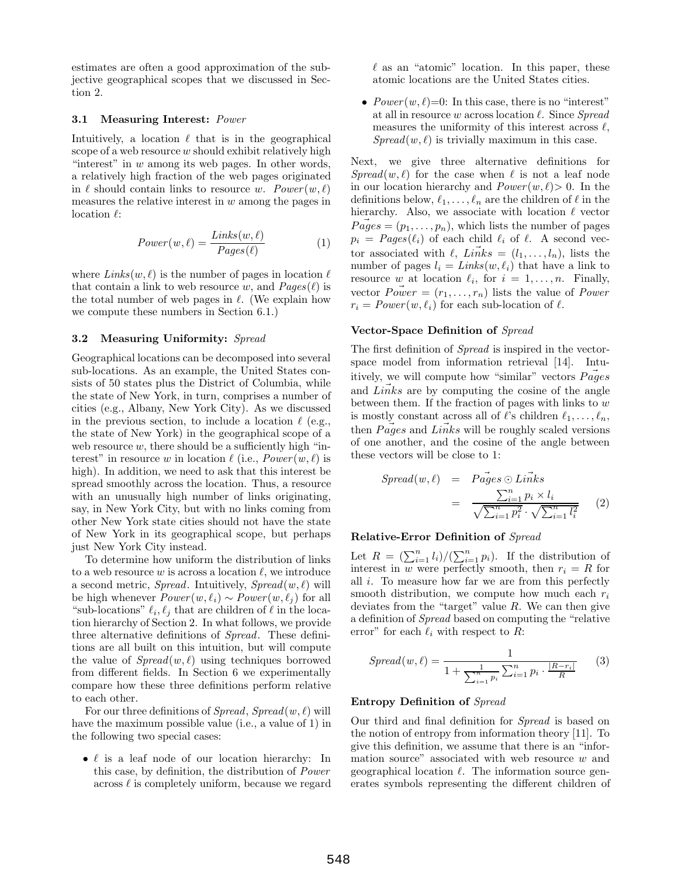estimates are often a good approximation of the subjective geographical scopes that we discussed in Section 2.

### 3.1 Measuring Interest: *Power*

Intuitively, a location $\ell$ that is in the geographical scope of a web resource $w$ should exhibit relatively high "interest" in $w$ among its web pages. In other words, a relatively high fraction of the web pages originated in $\ell$ should contain links to resource $w$. $Power(w, \ell)$ measures the relative interest in $w$ among the pages in location $\ell$:

$$Power(w, \ell) = \frac{Links(w, \ell)}{Pages(\ell)} \tag{1}$$

where $Links(w, \ell)$ is the number of pages in location $\ell$ that contain a link to web resource $w$, and $Pages(\ell)$ is the total number of web pages in $\ell$. (We explain how we compute these numbers in Section 6.1.)

### 3.2 Measuring Uniformity: *Spread*

Geographical locations can be decomposed into several sub-locations. As an example, the United States consists of 50 states plus the District of Columbia, while the state of New York, in turn, comprises a number of cities (e.g., Albany, New York City). As we discussed in the previous section, to include a location $\ell$ (e.g., the state of New York) in the geographical scope of a web resource $w$, there should be a sufficiently high "interest" in resource $w$ in location $\ell$ (i.e., $Power(w, \ell)$ is high). In addition, we need to ask that this interest be spread smoothly across the location. Thus, a resource with an unusually high number of links originating, say, in New York City, but with no links coming from other New York state cities should not have the state of New York in its geographical scope, but perhaps just New York City instead.

To determine how uniform the distribution of links to a web resource $w$ is across a location $\ell$, we introduce a second metric, *Spread*. Intuitively, $Spread(w, \ell)$ will be high whenever $Power(w, \ell_i) \sim Power(w, \ell_j)$ for all "sub-locations" $\ell_i, \ell_j$ that are children of $\ell$ in the location hierarchy of Section 2. In what follows, we provide three alternative definitions of *Spread*. These definitions are all built on this intuition, but will compute the value of $Spread(w, \ell)$ using techniques borrowed from different fields. In Section 6 we experimentally compare how these three definitions perform relative to each other.

For our three definitions of *Spread*, $Spread(w, \ell)$ will have the maximum possible value (i.e., a value of 1) in the following two special cases:

- $\ell$ is a leaf node of our location hierarchy: In this case, by definition, the distribution of *Power* across $\ell$ is completely uniform, because we regard $\ell$ as an "atomic" location. In this paper, these atomic locations are the United States cities.
- $Power(w, \ell)$=0: In this case, there is no "interest" at all in resource $w$ across location $\ell$. Since *Spread* measures the uniformity of this interest across $\ell$, $Spread(w, \ell)$ is trivially maximum in this case.

Next, we give three alternative definitions for $Spread(w, \ell)$ for the case when $\ell$ is not a leaf node in our location hierarchy and $Power(w, \ell) > 0$. In the definitions below, $\ell_1, \ldots, \ell_n$ are the children of $\ell$ in the hierarchy. Also, we associate with location $\ell$ vector $\vec{Pages} = (p_1, \ldots, p_n)$, which lists the number of pages $p_i = Pages(\ell_i)$ of each child $\ell_i$ of $\ell$. A second vector associated with $\ell$, $\vec{Links} = (l_1, \ldots, l_n)$, lists the number of pages $l_i = Links(w, \ell_i)$ that have a link to resource $w$ at location $\ell_i$, for $i = 1, \ldots, n$. Finally, vector $\vec{Power} = (r_1, \ldots, r_n)$ lists the value of *Power* $r_i = Power(w, \ell_i)$ for each sub-location of $\ell$.

**Vector-Space Definition of *Spread***

The first definition of *Spread* is inspired in the vector-space model from information retrieval [14]. Intuitively, we will compute how "similar" vectors $\vec{Pages}$ and $\vec{Links}$ are by computing the cosine of the angle between them. If the fraction of pages with links to $w$ is mostly constant across all of $\ell$'s children $\ell_1, \ldots, \ell_n$, then $\vec{Pages}$ and $\vec{Links}$ will be roughly scaled versions of one another, and the cosine of the angle between these vectors will be close to 1:

$$\begin{aligned} Spread(w, \ell) &= \vec{Pages} \odot \vec{Links} \\ &= \frac{\sum_{i=1}^{n} p_i \times l_i}{\sqrt{\sum_{i=1}^{n} p_i^2} \cdot \sqrt{\sum_{i=1}^{n} l_i^2}} \end{aligned} \tag{2}$$

**Relative-Error Definition of *Spread***

Let $R = (\sum_{i=1}^{n} l_i)/(\sum_{i=1}^{n} p_i)$. If the distribution of interest in $w$ were perfectly smooth, then $r_i = R$ for all $i$. To measure how far we are from this perfectly smooth distribution, we compute how much each $r_i$ deviates from the "target" value $R$. We can then give a definition of *Spread* based on computing the "relative error" for each $\ell_i$ with respect to $R$:

$$Spread(w, \ell) = \frac{1}{1 + \frac{1}{\sum_{i=1}^{n} p_i} \sum_{i=1}^{n} p_i \cdot \frac{|R - r_i|}{R}} \tag{3}$$

**Entropy Definition of *Spread***

Our third and final definition for *Spread* is based on the notion of entropy from information theory [11]. To give this definition, we assume that there is an "information source" associated with web resource $w$ and geographical location $\ell$. The information source generates symbols representing the different children of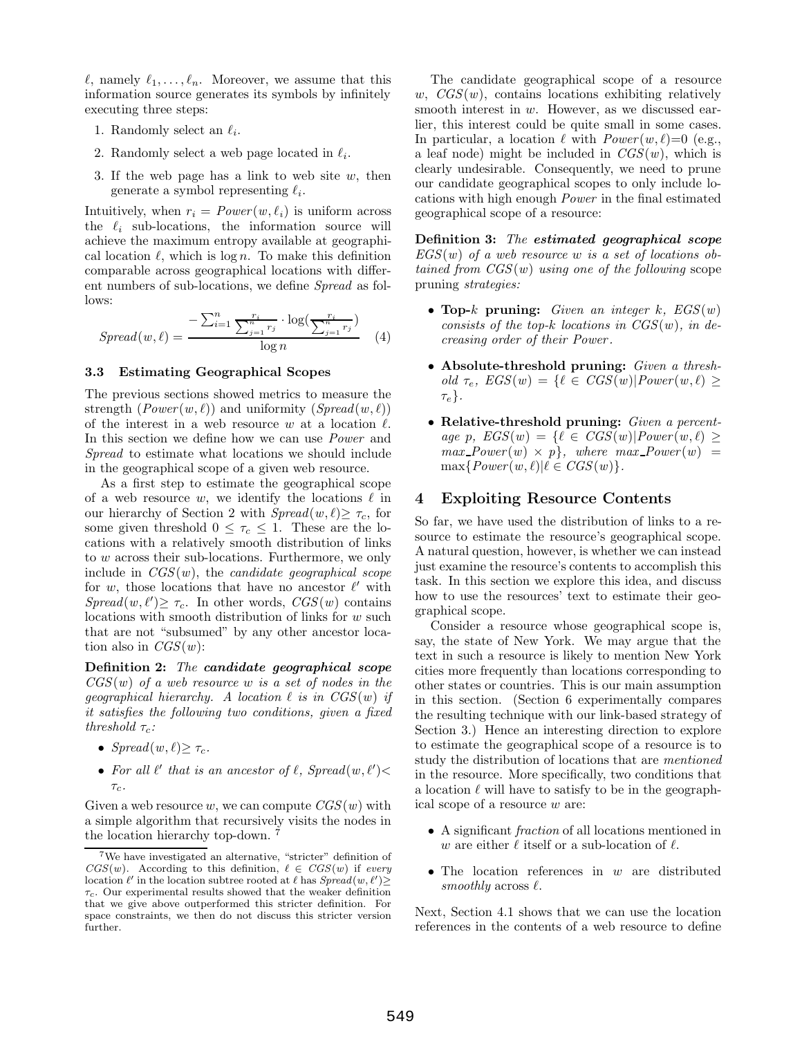$\ell$, namely $\ell_1, \ldots, \ell_n$. Moreover, we assume that this information source generates its symbols by infinitely executing three steps:

1. Randomly select an $\ell_i$.
2. Randomly select a web page located in $\ell_i$.
3. If the web page has a link to web site $w$, then generate a symbol representing $\ell_i$.

Intuitively, when $r_i = Power(w, \ell_i)$ is uniform across the $\ell_i$ sub-locations, the information source will achieve the maximum entropy available at geographical location $\ell$, which is $\log n$. To make this definition comparable across geographical locations with different numbers of sub-locations, we define *Spread* as follows:

$$Spread(w, \ell) = \frac{-\sum_{i=1}^{n} \frac{r_i}{\sum_{j=1}^{n} r_j} \cdot \log(\frac{r_i}{\sum_{j=1}^{n} r_j})}{\log n} \quad (4)$$

### 3.3 Estimating Geographical Scopes

The previous sections showed metrics to measure the strength ($Power(w, \ell)$) and uniformity ($Spread(w, \ell)$) of the interest in a web resource $w$ at a location $\ell$. In this section we define how we can use *Power* and *Spread* to estimate what locations we should include in the geographical scope of a given web resource.

As a first step to estimate the geographical scope of a web resource $w$, we identify the locations $\ell$ in our hierarchy of Section 2 with $Spread(w, \ell) \geq \tau_c$, for some given threshold $0 \leq \tau_c \leq 1$. These are the locations with a relatively smooth distribution of links to $w$ across their sub-locations. Furthermore, we only include in $CGS(w)$, the *candidate geographical scope* for $w$, those locations that have no ancestor $\ell'$ with $Spread(w, \ell') \geq \tau_c$. In other words, $CGS(w)$ contains locations with smooth distribution of links for $w$ such that are not "subsumed" by any other ancestor location also in $CGS(w)$:

**Definition 2:** *The* ***candidate geographical scope*** *$CGS(w)$ of a web resource $w$ is a set of nodes in the geographical hierarchy. A location $\ell$ is in $CGS(w)$ if it satisfies the following two conditions, given a fixed threshold $\tau_c$:*

- *$Spread(w, \ell) \geq \tau_c$.*
- *For all $\ell'$ that is an ancestor of $\ell$, $Spread(w, \ell') < \tau_c$.*

Given a web resource $w$, we can compute $CGS(w)$ with a simple algorithm that recursively visits the nodes in the location hierarchy top-down. [7]

[7] We have investigated an alternative, "stricter" definition of $CGS(w)$. According to this definition, $\ell \in CGS(w)$ if *every* location $\ell'$ in the location subtree rooted at $\ell$ has $Spread(w, \ell') \geq \tau_c$. Our experimental results showed that the weaker definition that we give above outperformed this stricter definition. For space constraints, we then do not discuss this stricter version further.

The candidate geographical scope of a resource $w$, $CGS(w)$, contains locations exhibiting relatively smooth interest in $w$. However, as we discussed earlier, this interest could be quite small in some cases. In particular, a location $\ell$ with $Power(w, \ell)=0$ (e.g., a leaf node) might be included in $CGS(w)$, which is clearly undesirable. Consequently, we need to prune our candidate geographical scopes to only include locations with high enough *Power* in the final estimated geographical scope of a resource:

**Definition 3:** *The* ***estimated geographical scope*** *$EGS(w)$ of a web resource $w$ is a set of locations obtained from $CGS(w)$ using one of the following* scope pruning *strategies:*

- **Top-$k$ pruning:** *Given an integer $k$, $EGS(w)$ consists of the top-$k$ locations in $CGS(w)$, in decreasing order of their Power.*
- **Absolute-threshold pruning:** *Given a threshold $\tau_e$, $EGS(w) = \{\ell \in CGS(w) | Power(w, \ell) \geq \tau_e\}$.*
- **Relative-threshold pruning:** *Given a percentage $p$, $EGS(w) = \{\ell \in CGS(w) | Power(w, \ell) \geq max\_Power(w) \times p\}$, where $max\_Power(w) = \max\{Power(w, \ell) | \ell \in CGS(w)\}$.*

## 4 Exploiting Resource Contents

So far, we have used the distribution of links to a resource to estimate the resource's geographical scope. A natural question, however, is whether we can instead just examine the resource's contents to accomplish this task. In this section we explore this idea, and discuss how to use the resources' text to estimate their geographical scope.

Consider a resource whose geographical scope is, say, the state of New York. We may argue that the text in such a resource is likely to mention New York cities more frequently than locations corresponding to other states or countries. This is our main assumption in this section. (Section 6 experimentally compares the resulting technique with our link-based strategy of Section 3.) Hence an interesting direction to explore to estimate the geographical scope of a resource is to study the distribution of locations that are *mentioned* in the resource. More specifically, two conditions that a location $\ell$ will have to satisfy to be in the geographical scope of a resource $w$ are:

- A significant *fraction* of all locations mentioned in $w$ are either $\ell$ itself or a sub-location of $\ell$.
- The location references in $w$ are distributed *smoothly* across $\ell$.

Next, Section 4.1 shows that we can use the location references in the contents of a web resource to define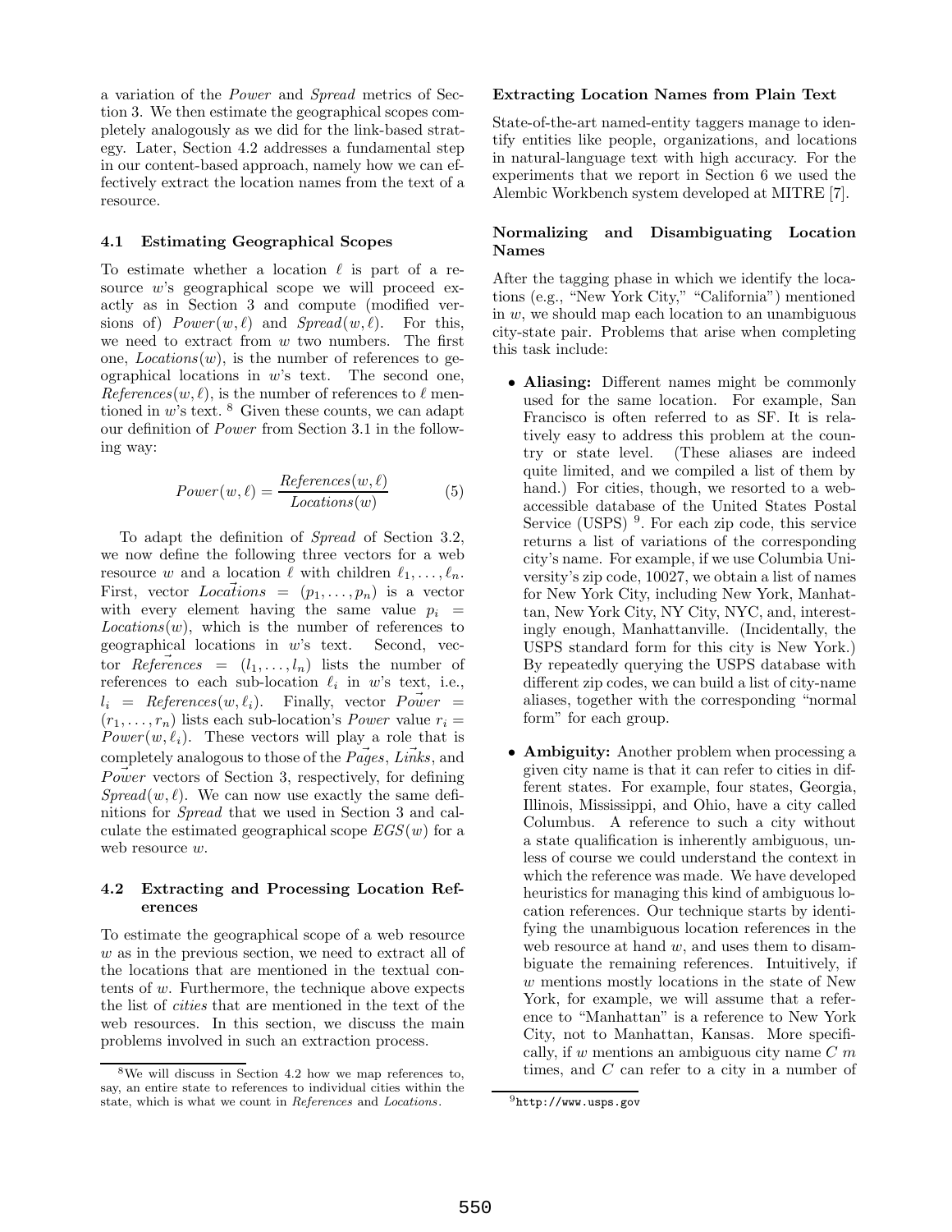a variation of the *Power* and *Spread* metrics of Section 3. We then estimate the geographical scopes completely analogously as we did for the link-based strategy. Later, Section 4.2 addresses a fundamental step in our content-based approach, namely how we can effectively extract the location names from the text of a resource.

### 4.1 Estimating Geographical Scopes

To estimate whether a location $\ell$ is part of a resource $w$'s geographical scope we will proceed exactly as in Section 3 and compute (modified versions of) $Power(w, \ell)$ and $Spread(w, \ell)$. For this, we need to extract from $w$ two numbers. The first one, $Locations(w)$, is the number of references to geographical locations in $w$'s text. The second one, $References(w, \ell)$, is the number of references to $\ell$ mentioned in $w$'s text. [8] Given these counts, we can adapt our definition of *Power* from Section 3.1 in the following way:

$$Power(w, \ell) = \frac{References(w, \ell)}{Locations(w)} \tag{5}$$

To adapt the definition of *Spread* of Section 3.2, we now define the following three vectors for a web resource $w$ and a location $\ell$ with children $\ell_1, \ldots, \ell_n$. First, vector $\vec{Locations} = (p_1, \ldots, p_n)$ is a vector with every element having the same value $p_i = Locations(w)$, which is the number of references to geographical locations in $w$'s text. Second, vector $\vec{References} = (l_1, \ldots, l_n)$ lists the number of references to each sub-location $\ell_i$ in $w$'s text, i.e., $l_i = References(w, \ell_i)$. Finally, vector $\vec{Power} = (r_1, \ldots, r_n)$ lists each sub-location's *Power* value $r_i = Power(w, \ell_i)$. These vectors will play a role that is completely analogous to those of the $\vec{Pages}$, $\vec{Links}$, and $\vec{Power}$ vectors of Section 3, respectively, for defining $Spread(w, \ell)$. We can now use exactly the same definitions for *Spread* that we used in Section 3 and calculate the estimated geographical scope $EGS(w)$ for a web resource $w$.

### 4.2 Extracting and Processing Location References

To estimate the geographical scope of a web resource $w$ as in the previous section, we need to extract all of the locations that are mentioned in the textual contents of $w$. Furthermore, the technique above expects the list of *cities* that are mentioned in the text of the web resources. In this section, we discuss the main problems involved in such an extraction process.

[8] We will discuss in Section 4.2 how we map references to, say, an entire state to references to individual cities within the state, which is what we count in *References* and *Locations*.

#### Extracting Location Names from Plain Text

State-of-the-art named-entity taggers manage to identify entities like people, organizations, and locations in natural-language text with high accuracy. For the experiments that we report in Section 6 we used the Alembic Workbench system developed at MITRE [7].

#### Normalizing and Disambiguating Location Names

After the tagging phase in which we identify the locations (e.g., "New York City," "California") mentioned in $w$, we should map each location to an unambiguous city-state pair. Problems that arise when completing this task include:

- **Aliasing:** Different names might be commonly used for the same location. For example, San Francisco is often referred to as SF. It is relatively easy to address this problem at the country or state level. (These aliases are indeed quite limited, and we compiled a list of them by hand.) For cities, though, we resorted to a web-accessible database of the United States Postal Service (USPS) [9]. For each zip code, this service returns a list of variations of the corresponding city's name. For example, if we use Columbia University's zip code, 10027, we obtain a list of names for New York City, including New York, Manhattan, New York City, NY City, NYC, and, interestingly enough, Manhattanville. (Incidentally, the USPS standard form for this city is New York.) By repeatedly querying the USPS database with different zip codes, we can build a list of city-name aliases, together with the corresponding "normal form" for each group.
- **Ambiguity:** Another problem when processing a given city name is that it can refer to cities in different states. For example, four states, Georgia, Illinois, Mississippi, and Ohio, have a city called Columbus. A reference to such a city without a state qualification is inherently ambiguous, unless of course we could understand the context in which the reference was made. We have developed heuristics for managing this kind of ambiguous location references. Our technique starts by identifying the unambiguous location references in the web resource at hand $w$, and uses them to disambiguate the remaining references. Intuitively, if $w$ mentions mostly locations in the state of New York, for example, we will assume that a reference to "Manhattan" is a reference to New York City, not to Manhattan, Kansas. More specifically, if $w$ mentions an ambiguous city name $C$ $m$ times, and $C$ can refer to a city in a number of

[9] http://www.usps.gov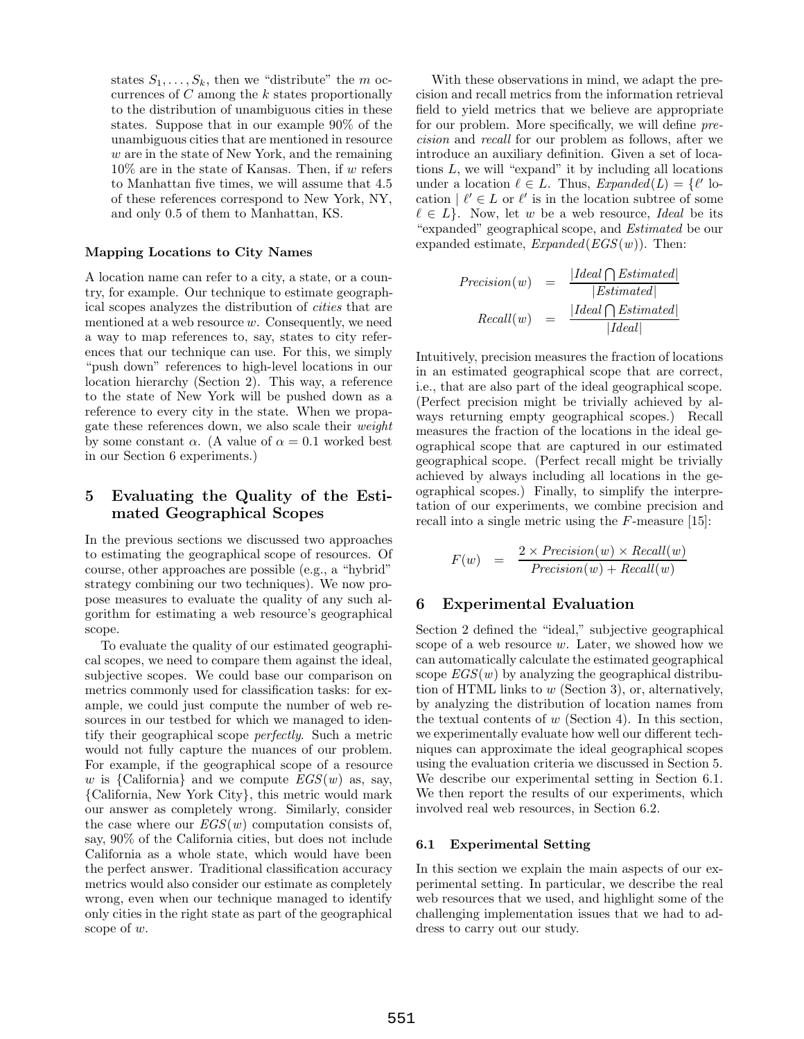states $S_1, \ldots, S_k$, then we "distribute" the $m$ occurrences of $C$ among the $k$ states proportionally to the distribution of unambiguous cities in these states. Suppose that in our example 90% of the unambiguous cities that are mentioned in resource $w$ are in the state of New York, and the remaining 10% are in the state of Kansas. Then, if $w$ refers to Manhattan five times, we will assume that 4.5 of these references correspond to New York, NY, and only 0.5 of them to Manhattan, KS.

**Mapping Locations to City Names**

A location name can refer to a city, a state, or a country, for example. Our technique to estimate geographical scopes analyzes the distribution of *cities* that are mentioned at a web resource $w$. Consequently, we need a way to map references to, say, states to city references that our technique can use. For this, we simply "push down" references to high-level locations in our location hierarchy (Section 2). This way, a reference to the state of New York will be pushed down as a reference to every city in the state. When we propagate these references down, we also scale their *weight* by some constant $\alpha$. (A value of $\alpha = 0.1$ worked best in our Section 6 experiments.)

## 5 Evaluating the Quality of the Estimated Geographical Scopes

In the previous sections we discussed two approaches to estimating the geographical scope of resources. Of course, other approaches are possible (e.g., a "hybrid" strategy combining our two techniques). We now propose measures to evaluate the quality of any such algorithm for estimating a web resource's geographical scope.

To evaluate the quality of our estimated geographical scopes, we need to compare them against the ideal, subjective scopes. We could base our comparison on metrics commonly used for classification tasks: for example, we could just compute the number of web resources in our testbed for which we managed to identify their geographical scope *perfectly*. Such a metric would not fully capture the nuances of our problem. For example, if the geographical scope of a resource $w$ is {California} and we compute $EGS(w)$ as, say, {California, New York City}, this metric would mark our answer as completely wrong. Similarly, consider the case where our $EGS(w)$ computation consists of, say, 90% of the California cities, but does not include California as a whole state, which would have been the perfect answer. Traditional classification accuracy metrics would also consider our estimate as completely wrong, even when our technique managed to identify only cities in the right state as part of the geographical scope of $w$.

With these observations in mind, we adapt the precision and recall metrics from the information retrieval field to yield metrics that we believe are appropriate for our problem. More specifically, we will define *precision* and *recall* for our problem as follows, after we introduce an auxiliary definition. Given a set of locations $L$, we will "expand" it by including all locations under a location $\ell \in L$. Thus, $Expanded(L) = \{\ell'$ location $\mid \ell' \in L$ or $\ell'$ is in the location subtree of some $\ell \in L\}$. Now, let $w$ be a web resource, *Ideal* be its "expanded" geographical scope, and *Estimated* be our expanded estimate, $Expanded(EGS(w))$. Then:

$$Precision(w) = \frac{|Ideal \bigcap Estimated|}{|Estimated|}$$

$$Recall(w) = \frac{|Ideal \bigcap Estimated|}{|Ideal|}$$

Intuitively, precision measures the fraction of locations in an estimated geographical scope that are correct, i.e., that are also part of the ideal geographical scope. (Perfect precision might be trivially achieved by always returning empty geographical scopes.) Recall measures the fraction of the locations in the ideal geographical scope that are captured in our estimated geographical scope. (Perfect recall might be trivially achieved by always including all locations in the geographical scopes.) Finally, to simplify the interpretation of our experiments, we combine precision and recall into a single metric using the $F$-measure [15]:

$$F(w) = \frac{2 \times Precision(w) \times Recall(w)}{Precision(w) + Recall(w)}$$

## 6 Experimental Evaluation

Section 2 defined the "ideal," subjective geographical scope of a web resource $w$. Later, we showed how we can automatically calculate the estimated geographical scope $EGS(w)$ by analyzing the geographical distribution of HTML links to $w$ (Section 3), or, alternatively, by analyzing the distribution of location names from the textual contents of $w$ (Section 4). In this section, we experimentally evaluate how well our different techniques can approximate the ideal geographical scopes using the evaluation criteria we discussed in Section 5. We describe our experimental setting in Section 6.1. We then report the results of our experiments, which involved real web resources, in Section 6.2.

### 6.1 Experimental Setting

In this section we explain the main aspects of our experimental setting. In particular, we describe the real web resources that we used, and highlight some of the challenging implementation issues that we had to address to carry out our study.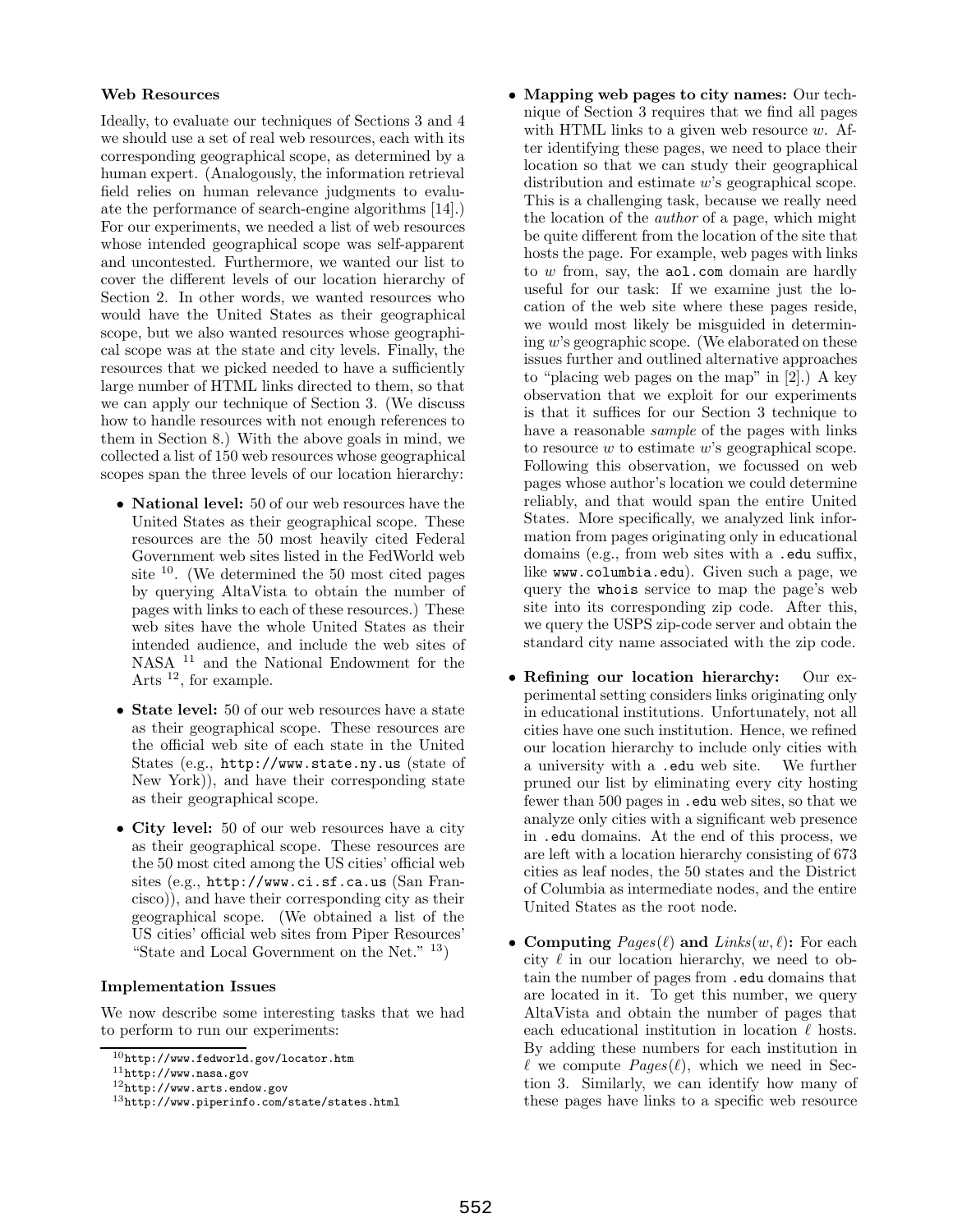**Web Resources**

Ideally, to evaluate our techniques of Sections 3 and 4 we should use a set of real web resources, each with its corresponding geographical scope, as determined by a human expert. (Analogously, the information retrieval field relies on human relevance judgments to evaluate the performance of search-engine algorithms [14].) For our experiments, we needed a list of web resources whose intended geographical scope was self-apparent and uncontested. Furthermore, we wanted our list to cover the different levels of our location hierarchy of Section 2. In other words, we wanted resources who would have the United States as their geographical scope, but we also wanted resources whose geographical scope was at the state and city levels. Finally, the resources that we picked needed to have a sufficiently large number of HTML links directed to them, so that we can apply our technique of Section 3. (We discuss how to handle resources with not enough references to them in Section 8.) With the above goals in mind, we collected a list of 150 web resources whose geographical scopes span the three levels of our location hierarchy:

- **National level:** 50 of our web resources have the United States as their geographical scope. These resources are the 50 most heavily cited Federal Government web sites listed in the FedWorld web site [10]. (We determined the 50 most cited pages by querying AltaVista to obtain the number of pages with links to each of these resources.) These web sites have the whole United States as their intended audience, and include the web sites of NASA [11] and the National Endowment for the Arts [12], for example.
- **State level:** 50 of our web resources have a state as their geographical scope. These resources are the official web site of each state in the United States (e.g., `http://www.state.ny.us` (state of New York)), and have their corresponding state as their geographical scope.
- **City level:** 50 of our web resources have a city as their geographical scope. These resources are the 50 most cited among the US cities' official web sites (e.g., `http://www.ci.sf.ca.us` (San Francisco)), and have their corresponding city as their geographical scope. (We obtained a list of the US cities' official web sites from Piper Resources' "State and Local Government on the Net." [13])

**Implementation Issues**

We now describe some interesting tasks that we had to perform to run our experiments:

- **Mapping web pages to city names:** Our technique of Section 3 requires that we find all pages with HTML links to a given web resource $w$. After identifying these pages, we need to place their location so that we can study their geographical distribution and estimate $w$'s geographical scope. This is a challenging task, because we really need the location of the *author* of a page, which might be quite different from the location of the site that hosts the page. For example, web pages with links to $w$ from, say, the `aol.com` domain are hardly useful for our task: If we examine just the location of the web site where these pages reside, we would most likely be misguided in determining $w$'s geographic scope. (We elaborated on these issues further and outlined alternative approaches to "placing web pages on the map" in [2].) A key observation that we exploit for our experiments is that it suffices for our Section 3 technique to have a reasonable *sample* of the pages with links to resource $w$ to estimate $w$'s geographical scope. Following this observation, we focussed on web pages whose author's location we could determine reliably, and that would span the entire United States. More specifically, we analyzed link information from pages originating only in educational domains (e.g., from web sites with a `.edu` suffix, like `www.columbia.edu`). Given such a page, we query the `whois` service to map the page's web site into its corresponding zip code. After this, we query the USPS zip-code server and obtain the standard city name associated with the zip code.
- **Refining our location hierarchy:** Our experimental setting considers links originating only in educational institutions. Unfortunately, not all cities have one such institution. Hence, we refined our location hierarchy to include only cities with a university with a `.edu` web site. We further pruned our list by eliminating every city hosting fewer than 500 pages in `.edu` web sites, so that we analyze only cities with a significant web presence in `.edu` domains. At the end of this process, we are left with a location hierarchy consisting of 673 cities as leaf nodes, the 50 states and the District of Columbia as intermediate nodes, and the entire United States as the root node.
- **Computing $Pages(\ell)$ and $Links(w, \ell)$:** For each city $\ell$ in our location hierarchy, we need to obtain the number of pages from `.edu` domains that are located in it. To get this number, we query AltaVista and obtain the number of pages that each educational institution in location $\ell$ hosts. By adding these numbers for each institution in $\ell$ we compute $Pages(\ell)$, which we need in Section 3. Similarly, we can identify how many of these pages have links to a specific web resource

[10] http://www.fedworld.gov/locator.htm
[11] http://www.nasa.gov
[12] http://www.arts.endow.gov
[13] http://www.piperinfo.com/state/states.html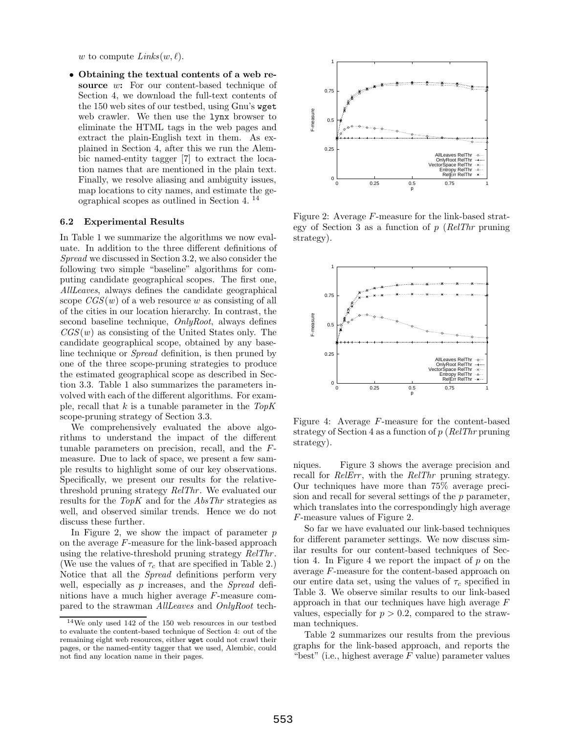$w$ to compute $Links(w, \ell)$.

- **Obtaining the textual contents of a web resource $w$:** For our content-based technique of Section 4, we download the full-text contents of the 150 web sites of our testbed, using Gnu's `wget` web crawler. We then use the `lynx` browser to eliminate the HTML tags in the web pages and extract the plain-English text in them. As explained in Section 4, after this we run the Alembic named-entity tagger [7] to extract the location names that are mentioned in the plain text. Finally, we resolve aliasing and ambiguity issues, map locations to city names, and estimate the geographical scopes as outlined in Section 4. [14]

### 6.2 Experimental Results

In Table 1 we summarize the algorithms we now evaluate. In addition to the three different definitions of *Spread* we discussed in Section 3.2, we also consider the following two simple "baseline" algorithms for computing candidate geographical scopes. The first one, *AllLeaves*, always defines the candidate geographical scope $CGS(w)$ of a web resource $w$ as consisting of all of the cities in our location hierarchy. In contrast, the second baseline technique, *OnlyRoot*, always defines $CGS(w)$ as consisting of the United States only. The candidate geographical scope, obtained by any baseline technique or *Spread* definition, is then pruned by one of the three scope-pruning strategies to produce the estimated geographical scope as described in Section 3.3. Table 1 also summarizes the parameters involved with each of the different algorithms. For example, recall that $k$ is a tunable parameter in the *TopK* scope-pruning strategy of Section 3.3.

We comprehensively evaluated the above algorithms to understand the impact of the different tunable parameters on precision, recall, and the $F$-measure. Due to lack of space, we present a few sample results to highlight some of our key observations. Specifically, we present our results for the relative-threshold pruning strategy *RelThr*. We evaluated our results for the *TopK* and for the *AbsThr* strategies as well, and observed similar trends. Hence we do not discuss these further.

In Figure 2, we show the impact of parameter $p$ on the average $F$-measure for the link-based approach using the relative-threshold pruning strategy *RelThr*. (We use the values of $\tau_c$ that are specified in Table 2.) Notice that all the *Spread* definitions perform very well, especially as $p$ increases, and the *Spread* definitions have a much higher average $F$-measure compared to the strawman *AllLeaves* and *OnlyRoot* techniques.

Figure 2: Average $F$-measure for the link-based strategy of Section 3 as a function of $p$ (*RelThr* pruning strategy).

Figure 4: Average $F$-measure for the content-based strategy of Section 4 as a function of $p$ (*RelThr* pruning strategy).

Figure 3 shows the average precision and recall for *RelErr*, with the *RelThr* pruning strategy. Our techniques have more than 75% average precision and recall for several settings of the $p$ parameter, which translates into the correspondingly high average $F$-measure values of Figure 2.

So far we have evaluated our link-based techniques for different parameter settings. We now discuss similar results for our content-based techniques of Section 4. In Figure 4 we report the impact of $p$ on the average $F$-measure for the content-based approach on our entire data set, using the values of $\tau_c$ specified in Table 3. We observe similar results to our link-based approach in that our techniques have high average $F$ values, especially for $p > 0.2$, compared to the strawman techniques.

Table 2 summarizes our results from the previous graphs for the link-based approach, and reports the "best" (i.e., highest average $F$ value) parameter values

[14] We only used 142 of the 150 web resources in our testbed to evaluate the content-based technique of Section 4: out of the remaining eight web resources, either `wget` could not crawl their pages, or the named-entity tagger that we used, Alembic, could not find any location name in their pages.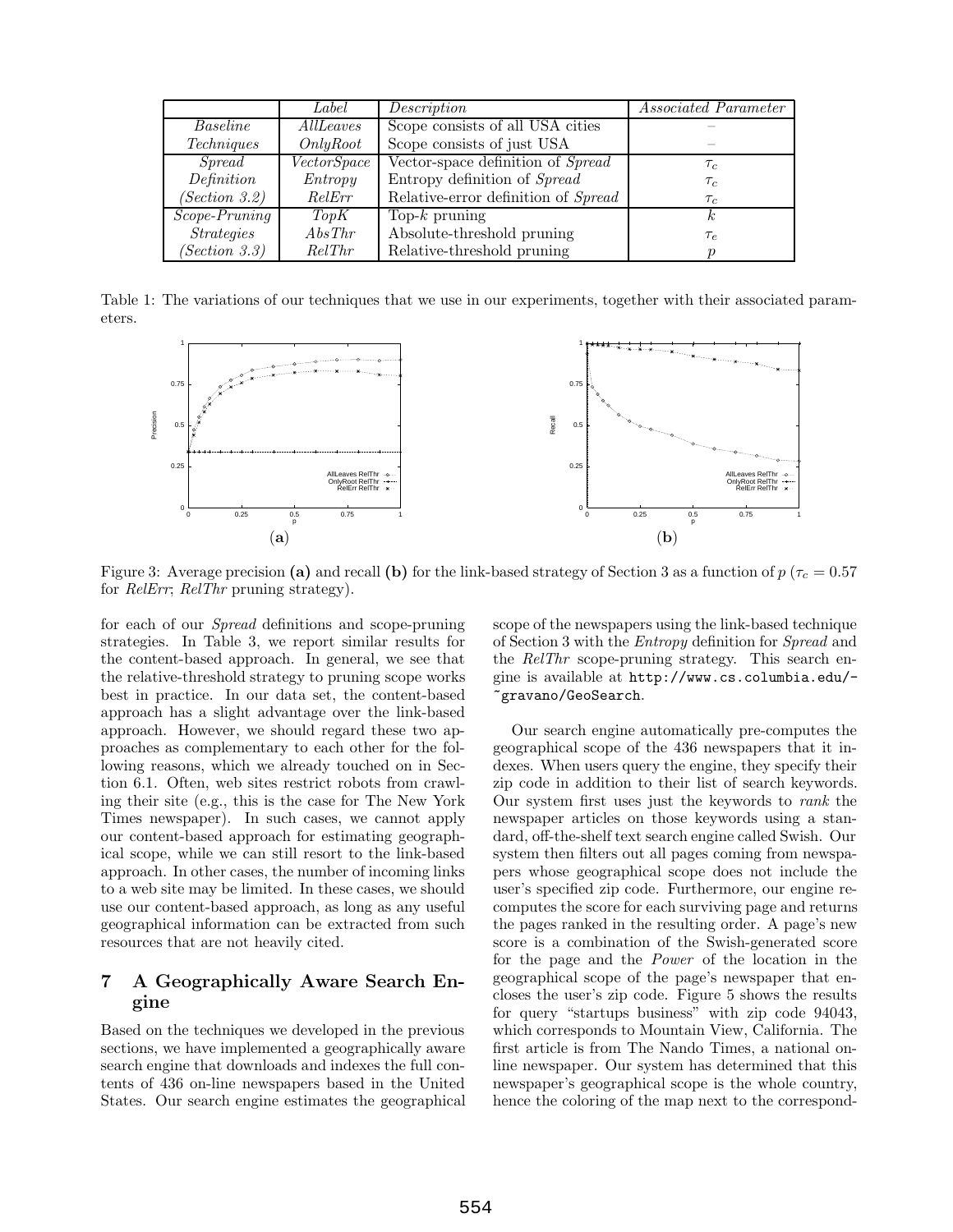| | *Label* | *Description* | *Associated Parameter* |
|---|---|---|---|
| *Baseline* | *AllLeaves* | Scope consists of all USA cities | – |
| *Techniques* | *OnlyRoot* | Scope consists of just USA | – |
| *Spread* | *VectorSpace* | Vector-space definition of *Spread* | $\tau_c$ |
| *Definition* | *Entropy* | Entropy definition of *Spread* | $\tau_c$ |
| *(Section 3.2)* | *RelErr* | Relative-error definition of *Spread* | $\tau_c$ |
| *Scope-Pruning* | *TopK* | Top-$k$ pruning | $k$ |
| *Strategies* | *AbsThr* | Absolute-threshold pruning | $\tau_e$ |
| *(Section 3.3)* | *RelThr* | Relative-threshold pruning | $p$ |

Table 1: The variations of our techniques that we use in our experiments, together with their associated parameters.

Figure 3: Average precision **(a)** and recall **(b)** for the link-based strategy of Section 3 as a function of $p$ ($\tau_c = 0.57$ for *RelErr*; *RelThr* pruning strategy).

for each of our *Spread* definitions and scope-pruning strategies. In Table 3, we report similar results for the content-based approach. In general, we see that the relative-threshold strategy to pruning scope works best in practice. In our data set, the content-based approach has a slight advantage over the link-based approach. However, we should regard these two approaches as complementary to each other for the following reasons, which we already touched on in Section 6.1. Often, web sites restrict robots from crawling their site (e.g., this is the case for The New York Times newspaper). In such cases, we cannot apply our content-based approach for estimating geographical scope, while we can still resort to the link-based approach. In other cases, the number of incoming links to a web site may be limited. In these cases, we should use our content-based approach, as long as any useful geographical information can be extracted from such resources that are not heavily cited.

## 7 A Geographically Aware Search Engine

Based on the techniques we developed in the previous sections, we have implemented a geographically aware search engine that downloads and indexes the full contents of 436 on-line newspapers based in the United States. Our search engine estimates the geographical scope of the newspapers using the link-based technique of Section 3 with the *Entropy* definition for *Spread* and the *RelThr* scope-pruning strategy. This search engine is available at `http://www.cs.columbia.edu/~gravano/GeoSearch`.

Our search engine automatically pre-computes the geographical scope of the 436 newspapers that it indexes. When users query the engine, they specify their zip code in addition to their list of search keywords. Our system first uses just the keywords to *rank* the newspaper articles on those keywords using a standard, off-the-shelf text search engine called Swish. Our system then filters out all pages coming from newspapers whose geographical scope does not include the user's specified zip code. Furthermore, our engine recomputes the score for each surviving page and returns the pages ranked in the resulting order. A page's new score is a combination of the Swish-generated score for the page and the *Power* of the location in the geographical scope of the page's newspaper that encloses the user's zip code. Figure 5 shows the results for query "startups business" with zip code 94043, which corresponds to Mountain View, California. The first article is from The Nando Times, a national online newspaper. Our system has determined that this newspaper's geographical scope is the whole country, hence the coloring of the map next to the correspond-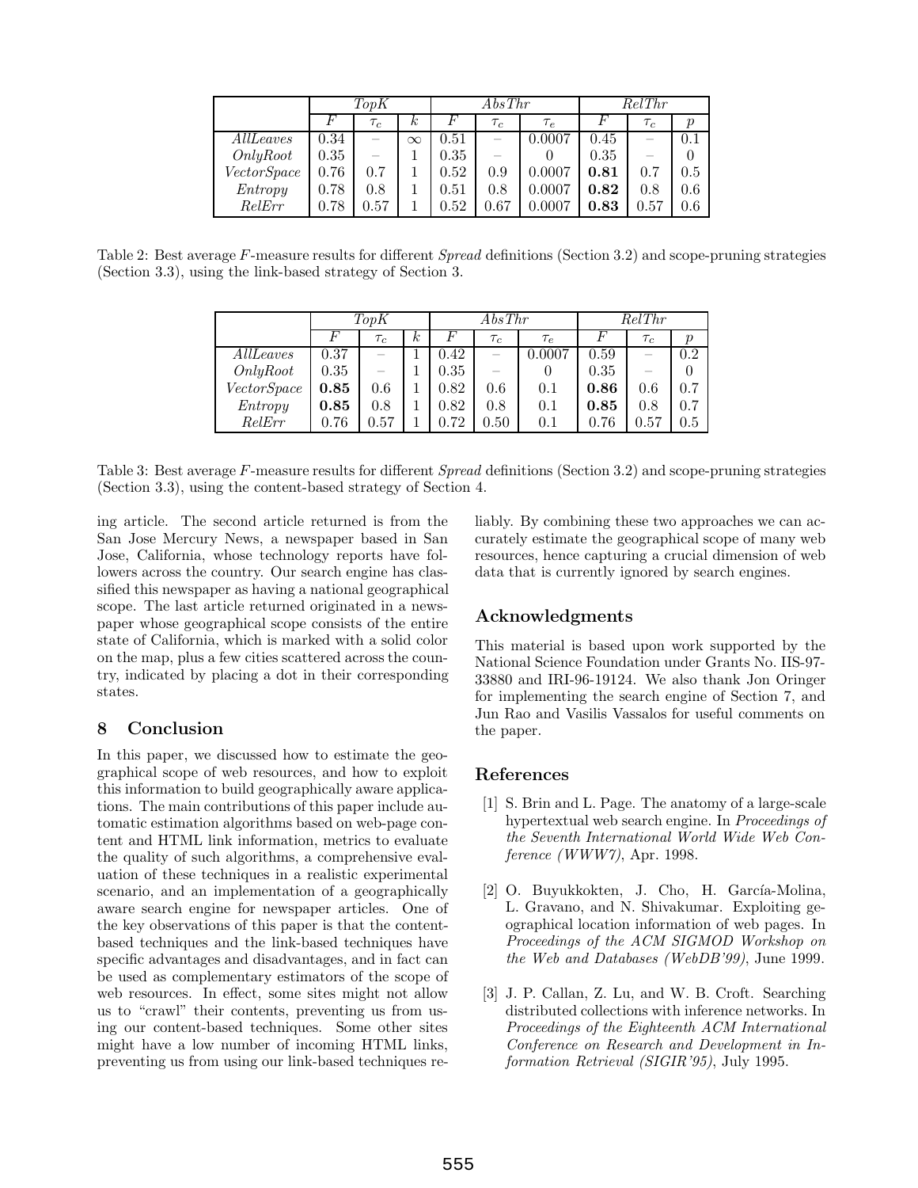|  | *TopK* |  |  | *AbsThr* |  |  | *RelThr* |  |  |
|---|---|---|---|---|---|---|---|---|---|
|  | $F$ | $\tau_c$ | $k$ | $F$ | $\tau_c$ | $\tau_e$ | $F$ | $\tau_c$ | $p$ |
| *AllLeaves* | 0.34 | – | $\infty$ | 0.51 | – | 0.0007 | 0.45 | – | 0.1 |
| *OnlyRoot* | 0.35 | – | 1 | 0.35 | – | 0 | 0.35 | – | 0 |
| *VectorSpace* | 0.76 | 0.7 | 1 | 0.52 | 0.9 | 0.0007 | **0.81** | 0.7 | 0.5 |
| *Entropy* | 0.78 | 0.8 | 1 | 0.51 | 0.8 | 0.0007 | **0.82** | 0.8 | 0.6 |
| *RelErr* | 0.78 | 0.57 | 1 | 0.52 | 0.67 | 0.0007 | **0.83** | 0.57 | 0.6 |

Table 2: Best average $F$-measure results for different *Spread* definitions (Section 3.2) and scope-pruning strategies (Section 3.3), using the link-based strategy of Section 3.

|  | *TopK* |  |  | *AbsThr* |  |  | *RelThr* |  |  |
|---|---|---|---|---|---|---|---|---|---|
|  | $F$ | $\tau_c$ | $k$ | $F$ | $\tau_c$ | $\tau_e$ | $F$ | $\tau_c$ | $p$ |
| *AllLeaves* | 0.37 | – | 1 | 0.42 | – | 0.0007 | 0.59 | – | 0.2 |
| *OnlyRoot* | 0.35 | – | 1 | 0.35 | – | 0 | 0.35 | – | 0 |
| *VectorSpace* | **0.85** | 0.6 | 1 | 0.82 | 0.6 | 0.1 | **0.86** | 0.6 | 0.7 |
| *Entropy* | **0.85** | 0.8 | 1 | 0.82 | 0.8 | 0.1 | **0.85** | 0.8 | 0.7 |
| *RelErr* | 0.76 | 0.57 | 1 | 0.72 | 0.50 | 0.1 | 0.76 | 0.57 | 0.5 |

Table 3: Best average $F$-measure results for different *Spread* definitions (Section 3.2) and scope-pruning strategies (Section 3.3), using the content-based strategy of Section 4.

ing article. The second article returned is from the San Jose Mercury News, a newspaper based in San Jose, California, whose technology reports have followers across the country. Our search engine has classified this newspaper as having a national geographical scope. The last article returned originated in a newspaper whose geographical scope consists of the entire state of California, which is marked with a solid color on the map, plus a few cities scattered across the country, indicated by placing a dot in their corresponding states.

## 8 Conclusion

In this paper, we discussed how to estimate the geographical scope of web resources, and how to exploit this information to build geographically aware applications. The main contributions of this paper include automatic estimation algorithms based on web-page content and HTML link information, metrics to evaluate the quality of such algorithms, a comprehensive evaluation of these techniques in a realistic experimental scenario, and an implementation of a geographically aware search engine for newspaper articles. One of the key observations of this paper is that the content-based techniques and the link-based techniques have specific advantages and disadvantages, and in fact can be used as complementary estimators of the scope of web resources. In effect, some sites might not allow us to "crawl" their contents, preventing us from using our content-based techniques. Some other sites might have a low number of incoming HTML links, preventing us from using our link-based techniques reliably. By combining these two approaches we can accurately estimate the geographical scope of many web resources, hence capturing a crucial dimension of web data that is currently ignored by search engines.

## Acknowledgments

This material is based upon work supported by the National Science Foundation under Grants No. IIS-97-33880 and IRI-96-19124. We also thank Jon Oringer for implementing the search engine of Section 7, and Jun Rao and Vasilis Vassalos for useful comments on the paper.

## References

[1] S. Brin and L. Page. The anatomy of a large-scale hypertextual web search engine. In *Proceedings of the Seventh International World Wide Web Conference (WWW7)*, Apr. 1998.

[2] O. Buyukkokten, J. Cho, H. García-Molina, L. Gravano, and N. Shivakumar. Exploiting geographical location information of web pages. In *Proceedings of the ACM SIGMOD Workshop on the Web and Databases (WebDB'99)*, June 1999.

[3] J. P. Callan, Z. Lu, and W. B. Croft. Searching distributed collections with inference networks. In *Proceedings of the Eighteenth ACM International Conference on Research and Development in Information Retrieval (SIGIR'95)*, July 1995.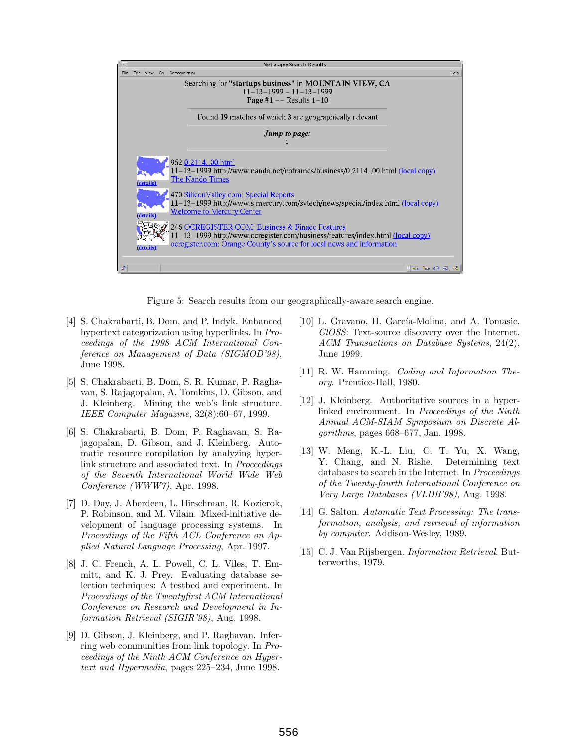Figure 5: Search results from our geographically-aware search engine.

[4] S. Chakrabarti, B. Dom, and P. Indyk. Enhanced hypertext categorization using hyperlinks. In *Proceedings of the 1998 ACM International Conference on Management of Data (SIGMOD'98)*, June 1998.

[5] S. Chakrabarti, B. Dom, S. R. Kumar, P. Raghavan, S. Rajagopalan, A. Tomkins, D. Gibson, and J. Kleinberg. Mining the web's link structure. *IEEE Computer Magazine*, 32(8):60–67, 1999.

[6] S. Chakrabarti, B. Dom, P. Raghavan, S. Rajagopalan, D. Gibson, and J. Kleinberg. Automatic resource compilation by analyzing hyperlink structure and associated text. In *Proceedings of the Seventh International World Wide Web Conference (WWW7)*, Apr. 1998.

[7] D. Day, J. Aberdeen, L. Hirschman, R. Kozierok, P. Robinson, and M. Vilain. Mixed-initiative development of language processing systems. In *Proceedings of the Fifth ACL Conference on Applied Natural Language Processing*, Apr. 1997.

[8] J. C. French, A. L. Powell, C. L. Viles, T. Emmitt, and K. J. Prey. Evaluating database selection techniques: A testbed and experiment. In *Proceedings of the Twentyfirst ACM International Conference on Research and Development in Information Retrieval (SIGIR'98)*, Aug. 1998.

[9] D. Gibson, J. Kleinberg, and P. Raghavan. Inferring web communities from link topology. In *Proceedings of the Ninth ACM Conference on Hypertext and Hypermedia*, pages 225–234, June 1998.

[10] L. Gravano, H. García-Molina, and A. Tomasic. *GlOSS*: Text-source discovery over the Internet. *ACM Transactions on Database Systems*, 24(2), June 1999.

[11] R. W. Hamming. *Coding and Information Theory*. Prentice-Hall, 1980.

[12] J. Kleinberg. Authoritative sources in a hyperlinked environment. In *Proceedings of the Ninth Annual ACM-SIAM Symposium on Discrete Algorithms*, pages 668–677, Jan. 1998.

[13] W. Meng, K.-L. Liu, C. T. Yu, X. Wang, Y. Chang, and N. Rishe. Determining text databases to search in the Internet. In *Proceedings of the Twenty-fourth International Conference on Very Large Databases (VLDB'98)*, Aug. 1998.

[14] G. Salton. *Automatic Text Processing: The transformation, analysis, and retrieval of information by computer*. Addison-Wesley, 1989.

[15] C. J. Van Rijsbergen. *Information Retrieval*. Butterworths, 1979.